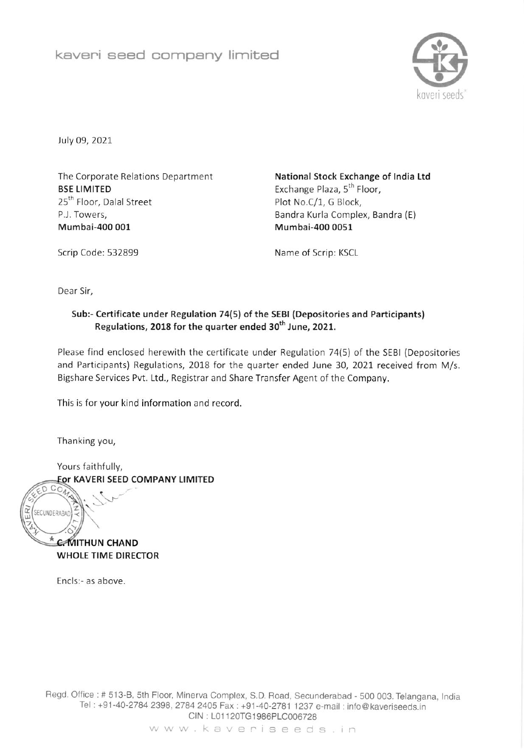kaveri seed company limited

July 09, 2021

The Corporate Relations Department
**BSE LIMITED**
25th Floor, Dalal Street
P.J. Towers,
**Mumbai-400 001**

Scrip Code: 532899

**National Stock Exchange of India Ltd**
Exchange Plaza, 5th Floor,
Plot No.C/1, G Block,
Bandra Kurla Complex, Bandra (E)
**Mumbai-400 0051**

Name of Scrip: KSCL

Dear Sir,

**Sub:- Certificate under Regulation 74(5) of the SEBI (Depositories and Participants) Regulations, 2018 for the quarter ended 30th June, 2021.**

Please find enclosed herewith the certificate under Regulation 74(5) of the SEBI (Depositories and Participants) Regulations, 2018 for the quarter ended June 30, 2021 received from M/s. Bigshare Services Pvt. Ltd., Registrar and Share Transfer Agent of the Company.

This is for your kind information and record.

Thanking you,

Yours faithfully,
**For KAVERI SEED COMPANY LIMITED**

**C. MITHUN CHAND**
**WHOLE TIME DIRECTOR**

Encls:- as above.

Regd. Office : # 513-B, 5th Floor, Minerva Complex, S.D. Road, Secunderabad - 500 003. Telangana, India
Tel : +91-40-2784 2398, 2784 2405 Fax : +91-40-2781 1237 e-mail : info@kaveriseeds.in
CIN : L01120TG1986PLC006728
www.kaveriseeds.in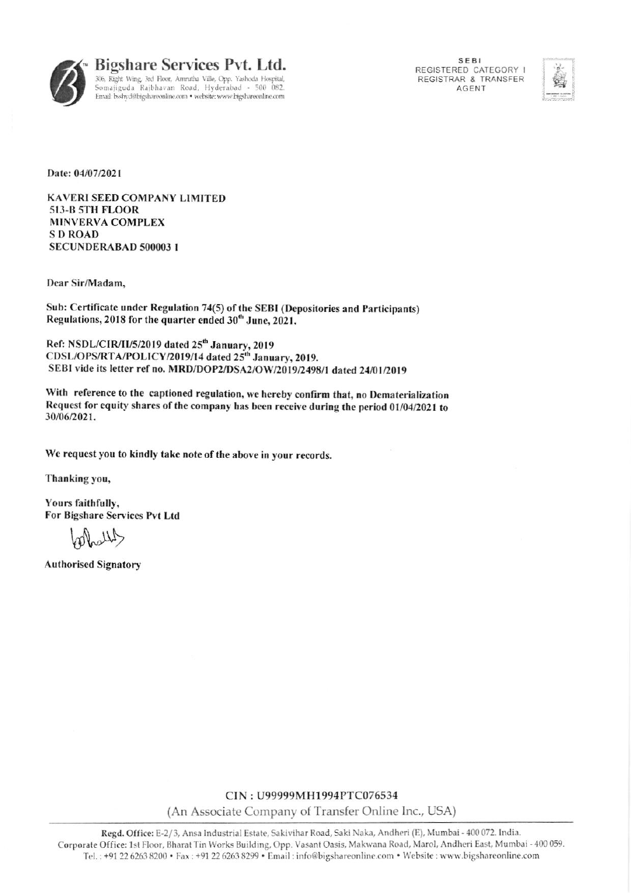**Bigshare Services Pvt. Ltd.**

306, Right Wing, 3rd Floor, Amrutha Ville, Opp. Yashoda Hospital, Somajiguda Rajbhavan Road, Hyderabad - 500 082.
Email: bsshyd@bigshareonline.com • website: www.bigshareonline.com

SEBI
REGISTERED CATEGORY I
REGISTRAR & TRANSFER
AGENT

**Date: 04/07/2021**

**KAVERI SEED COMPANY LIMITED**
**513-B 5TH FLOOR**
**MINVERVA COMPLEX**
**S D ROAD**
**SECUNDERABAD 500003 1**

Dear Sir/Madam,

**Sub: Certificate under Regulation 74(5) of the SEBI (Depositories and Participants) Regulations, 2018 for the quarter ended 30th June, 2021.**

**Ref: NSDL/CIR/II/5/2019 dated 25th January, 2019**
**CDSL/OPS/RTA/POLICY/2019/14 dated 25th January, 2019.**
**SEBI vide its letter ref no. MRD/DOP2/DSA2/OW/2019/2498/1 dated 24/01/2019**

With reference to the captioned regulation, we hereby confirm that, no Dematerialization Request for equity shares of the company has been receive during the period 01/04/2021 to 30/06/2021.

We request you to kindly take note of the above in your records.

Thanking you,

Yours faithfully,
For Bigshare Services Pvt Ltd

Authorised Signatory

CIN : U99999MH1994PTC076534
(An Associate Company of Transfer Online Inc., USA)

**Regd. Office:** E-2/3, Ansa Industrial Estate, Sakivihar Road, Saki Naka, Andheri (E), Mumbai - 400 072. India.
Corporate Office: 1st Floor, Bharat Tin Works Building, Opp. Vasant Oasis, Makwana Road, Marol, Andheri East, Mumbai - 400 059.
Tel. : +91 22 6263 8200 • Fax : +91 22 6263 8299 • Email : info@bigshareonline.com • Website : www.bigshareonline.com